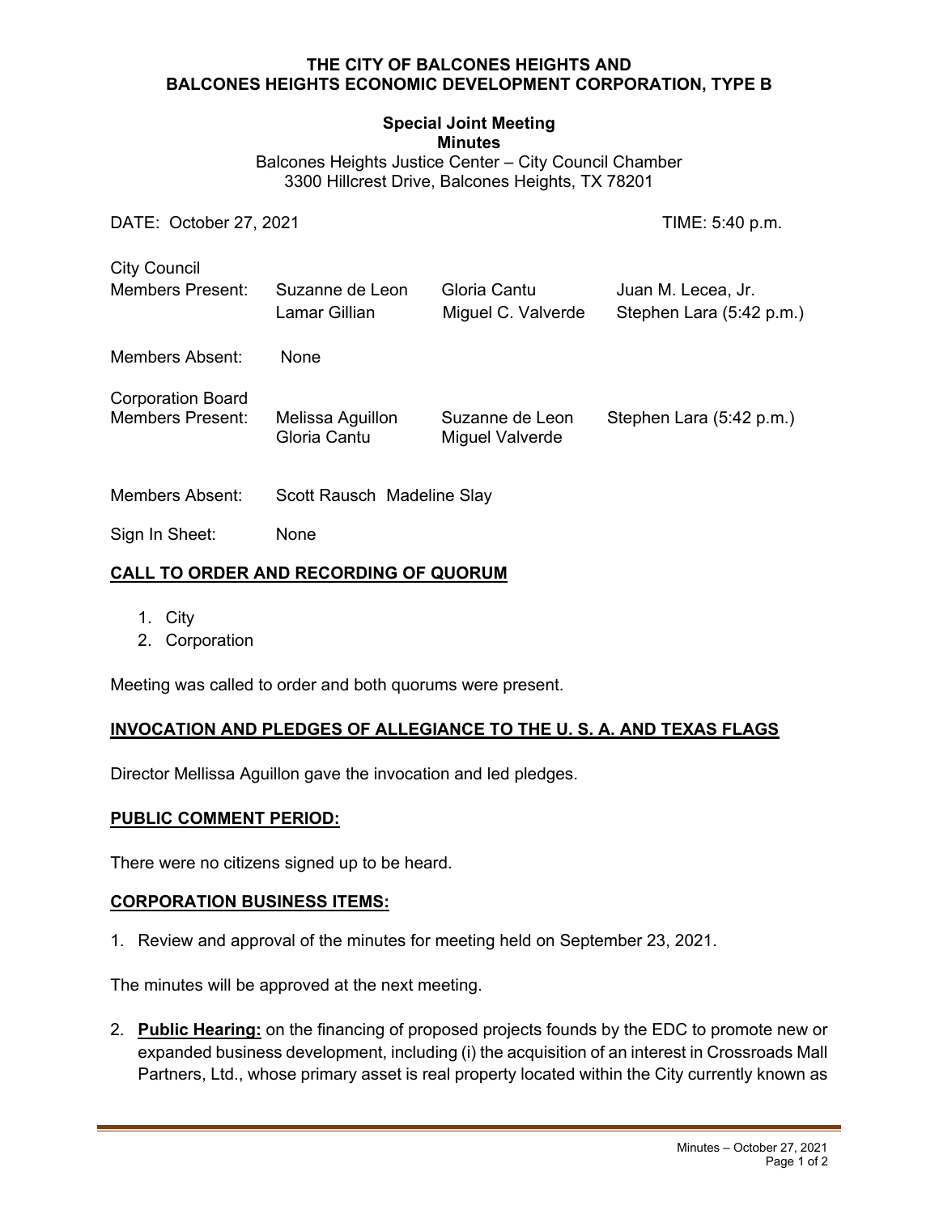**THE CITY OF BALCONES HEIGHTS AND**
**BALCONES HEIGHTS ECONOMIC DEVELOPMENT CORPORATION, TYPE B**

**Special Joint Meeting**
**Minutes**
Balcones Heights Justice Center – City Council Chamber
3300 Hillcrest Drive, Balcones Heights, TX 78201

DATE: October 27, 2021 TIME: 5:40 p.m.

| | | | |
|---|---|---|---|
| City Council Members Present: | Suzanne de Leon | Gloria Cantu | Juan M. Lecea, Jr. |
| | Lamar Gillian | Miguel C. Valverde | Stephen Lara (5:42 p.m.) |
| Members Absent: | None | | |
| Corporation Board Members Present: | Melissa Aguillon | Suzanne de Leon | Stephen Lara (5:42 p.m.) |
| | Gloria Cantu | Miguel Valverde | |
| Members Absent: | Scott Rausch Madeline Slay | | |
| Sign In Sheet: | None | | |

## CALL TO ORDER AND RECORDING OF QUORUM

1. City
2. Corporation

Meeting was called to order and both quorums were present.

## INVOCATION AND PLEDGES OF ALLEGIANCE TO THE U. S. A. AND TEXAS FLAGS

Director Mellissa Aguillon gave the invocation and led pledges.

## PUBLIC COMMENT PERIOD:

There were no citizens signed up to be heard.

## CORPORATION BUSINESS ITEMS:

1. Review and approval of the minutes for meeting held on September 23, 2021.

The minutes will be approved at the next meeting.

2. **Public Hearing:** on the financing of proposed projects founds by the EDC to promote new or expanded business development, including (i) the acquisition of an interest in Crossroads Mall Partners, Ltd., whose primary asset is real property located within the City currently known as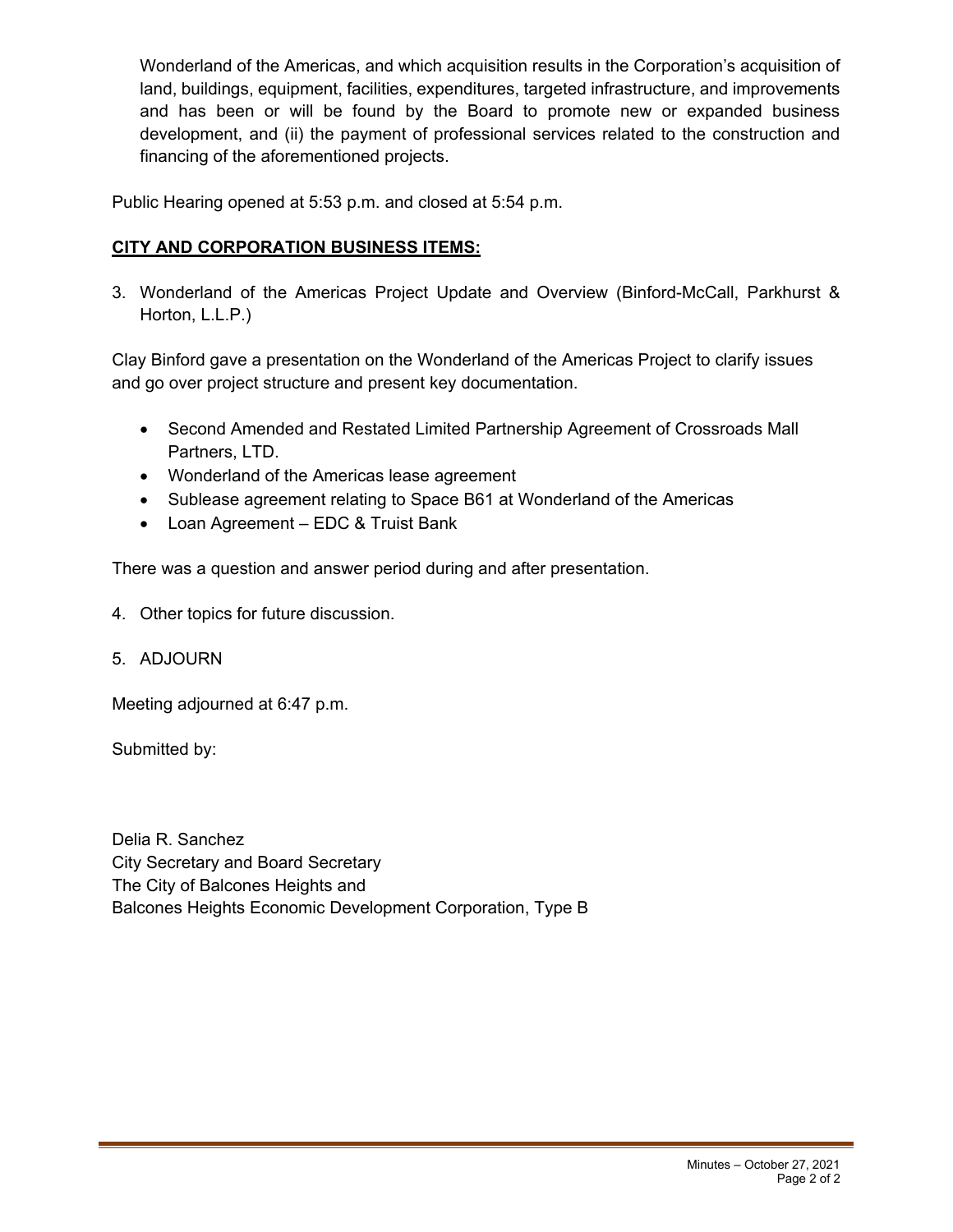Wonderland of the Americas, and which acquisition results in the Corporation's acquisition of land, buildings, equipment, facilities, expenditures, targeted infrastructure, and improvements and has been or will be found by the Board to promote new or expanded business development, and (ii) the payment of professional services related to the construction and financing of the aforementioned projects.

Public Hearing opened at 5:53 p.m. and closed at 5:54 p.m.

## CITY AND CORPORATION BUSINESS ITEMS:

3. Wonderland of the Americas Project Update and Overview (Binford-McCall, Parkhurst & Horton, L.L.P.)

Clay Binford gave a presentation on the Wonderland of the Americas Project to clarify issues and go over project structure and present key documentation.

- Second Amended and Restated Limited Partnership Agreement of Crossroads Mall Partners, LTD.
- Wonderland of the Americas lease agreement
- Sublease agreement relating to Space B61 at Wonderland of the Americas
- Loan Agreement – EDC & Truist Bank

There was a question and answer period during and after presentation.

4. Other topics for future discussion.
5. ADJOURN

Meeting adjourned at 6:47 p.m.

Submitted by:

Delia R. Sanchez
City Secretary and Board Secretary
The City of Balcones Heights and
Balcones Heights Economic Development Corporation, Type B